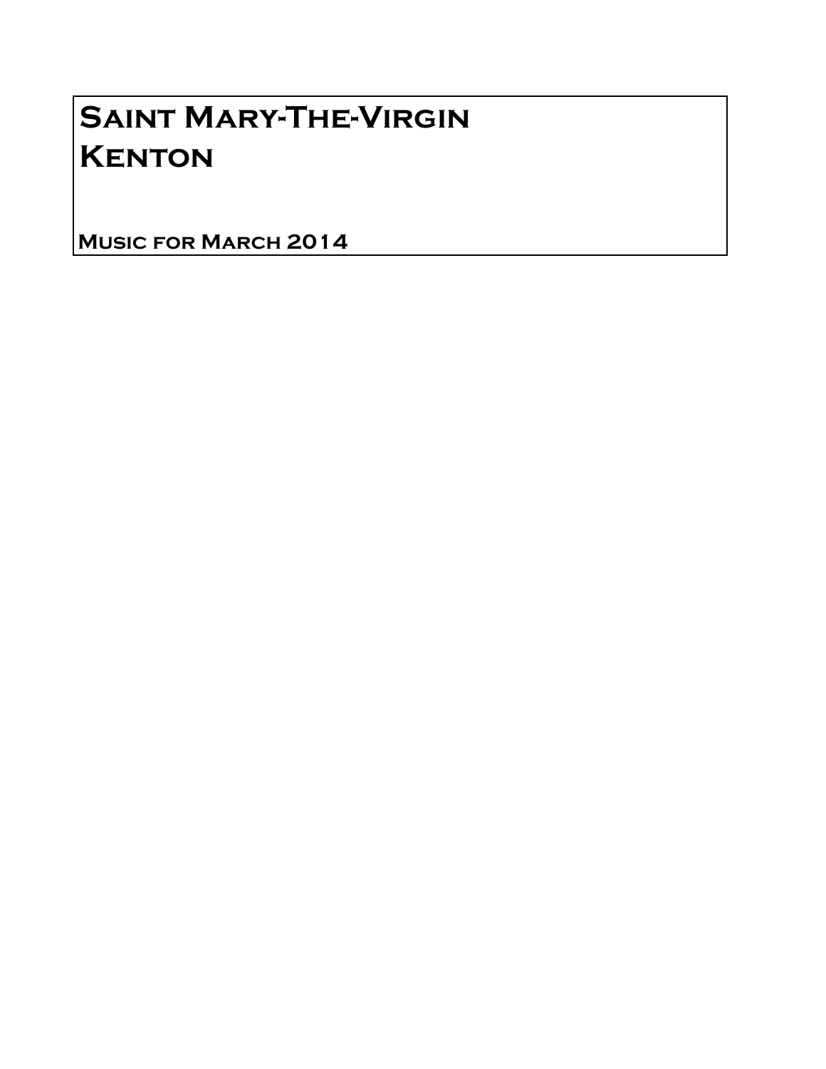# Saint Mary-The-Virgin
# Kenton

**Music for March 2014**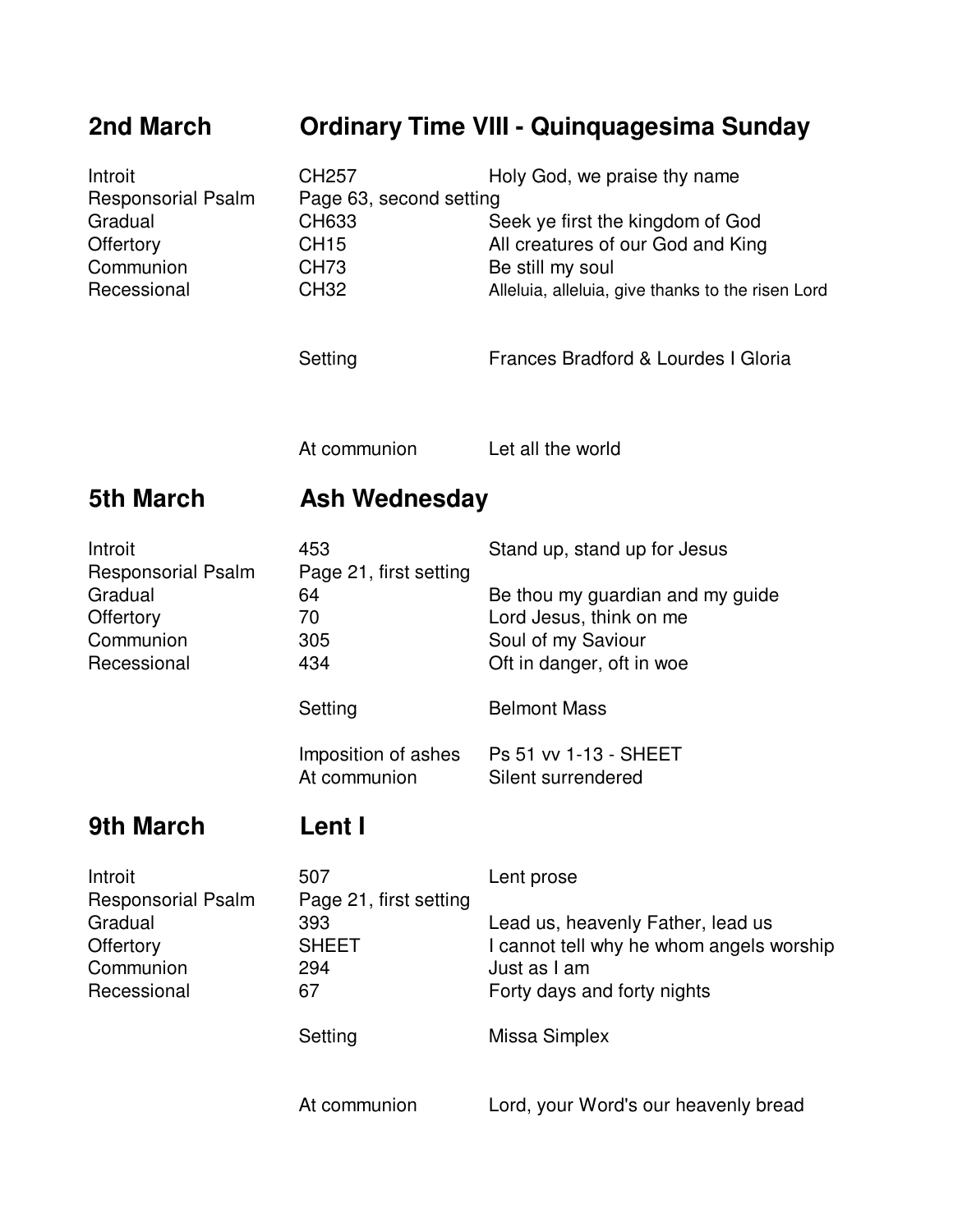## 2nd March — Ordinary Time VIII - Quinquagesima Sunday

| | | |
|---|---|---|
| Introit | CH257 | Holy God, we praise thy name |
| Responsorial Psalm | Page 63, second setting | |
| Gradual | CH633 | Seek ye first the kingdom of God |
| Offertory | CH15 | All creatures of our God and King |
| Communion | CH73 | Be still my soul |
| Recessional | CH32 | Alleluia, alleluia, give thanks to the risen Lord |
| | Setting | Frances Bradford & Lourdes I Gloria |
| | At communion | Let all the world |

## 5th March — Ash Wednesday

| | | |
|---|---|---|
| Introit | 453 | Stand up, stand up for Jesus |
| Responsorial Psalm | Page 21, first setting | |
| Gradual | 64 | Be thou my guardian and my guide |
| Offertory | 70 | Lord Jesus, think on me |
| Communion | 305 | Soul of my Saviour |
| Recessional | 434 | Oft in danger, oft in woe |
| | Setting | Belmont Mass |
| | Imposition of ashes | Ps 51 vv 1-13 - SHEET |
| | At communion | Silent surrendered |

## 9th March — Lent I

| | | |
|---|---|---|
| Introit | 507 | Lent prose |
| Responsorial Psalm | Page 21, first setting | |
| Gradual | 393 | Lead us, heavenly Father, lead us |
| Offertory | SHEET | I cannot tell why he whom angels worship |
| Communion | 294 | Just as I am |
| Recessional | 67 | Forty days and forty nights |
| | Setting | Missa Simplex |
| | At communion | Lord, your Word's our heavenly bread |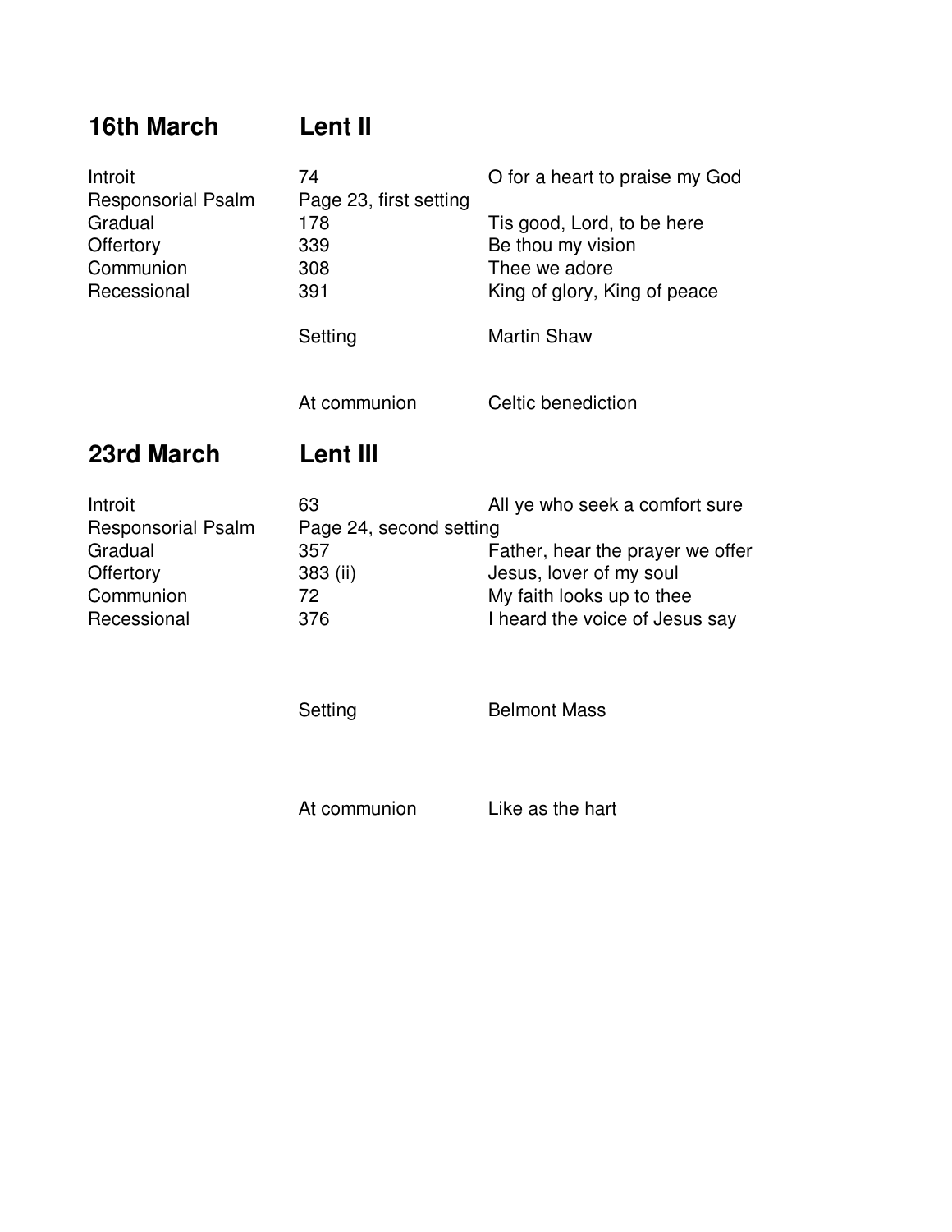## 16th March — Lent II

| | | |
|---|---|---|
| Introit | 74 | O for a heart to praise my God |
| Responsorial Psalm | Page 23, first setting | |
| Gradual | 178 | Tis good, Lord, to be here |
| Offertory | 339 | Be thou my vision |
| Communion | 308 | Thee we adore |
| Recessional | 391 | King of glory, King of peace |
| | Setting | Martin Shaw |
| | At communion | Celtic benediction |

## 23rd March — Lent III

| | | |
|---|---|---|
| Introit | 63 | All ye who seek a comfort sure |
| Responsorial Psalm | Page 24, second setting | |
| Gradual | 357 | Father, hear the prayer we offer |
| Offertory | 383 (ii) | Jesus, lover of my soul |
| Communion | 72 | My faith looks up to thee |
| Recessional | 376 | I heard the voice of Jesus say |
| | Setting | Belmont Mass |
| | At communion | Like as the hart |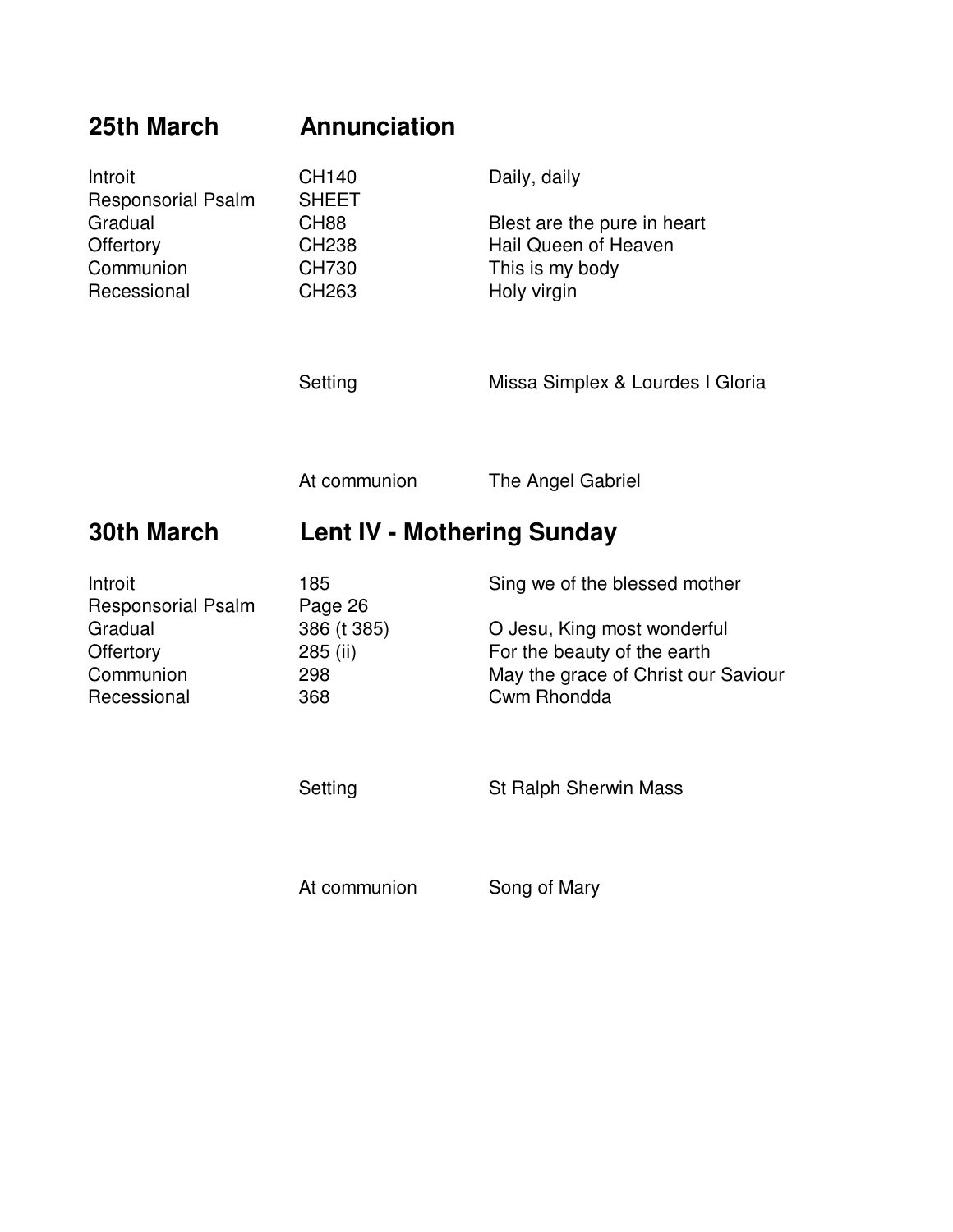## 25th March — Annunciation

| | | |
|---|---|---|
| Introit | CH140 | Daily, daily |
| Responsorial Psalm | SHEET | |
| Gradual | CH88 | Blest are the pure in heart |
| Offertory | CH238 | Hail Queen of Heaven |
| Communion | CH730 | This is my body |
| Recessional | CH263 | Holy virgin |
| | Setting | Missa Simplex & Lourdes I Gloria |
| | At communion | The Angel Gabriel |

## 30th March — Lent IV - Mothering Sunday

| | | |
|---|---|---|
| Introit | 185 | Sing we of the blessed mother |
| Responsorial Psalm | Page 26 | |
| Gradual | 386 (t 385) | O Jesu, King most wonderful |
| Offertory | 285 (ii) | For the beauty of the earth |
| Communion | 298 | May the grace of Christ our Saviour |
| Recessional | 368 | Cwm Rhondda |
| | Setting | St Ralph Sherwin Mass |
| | At communion | Song of Mary |